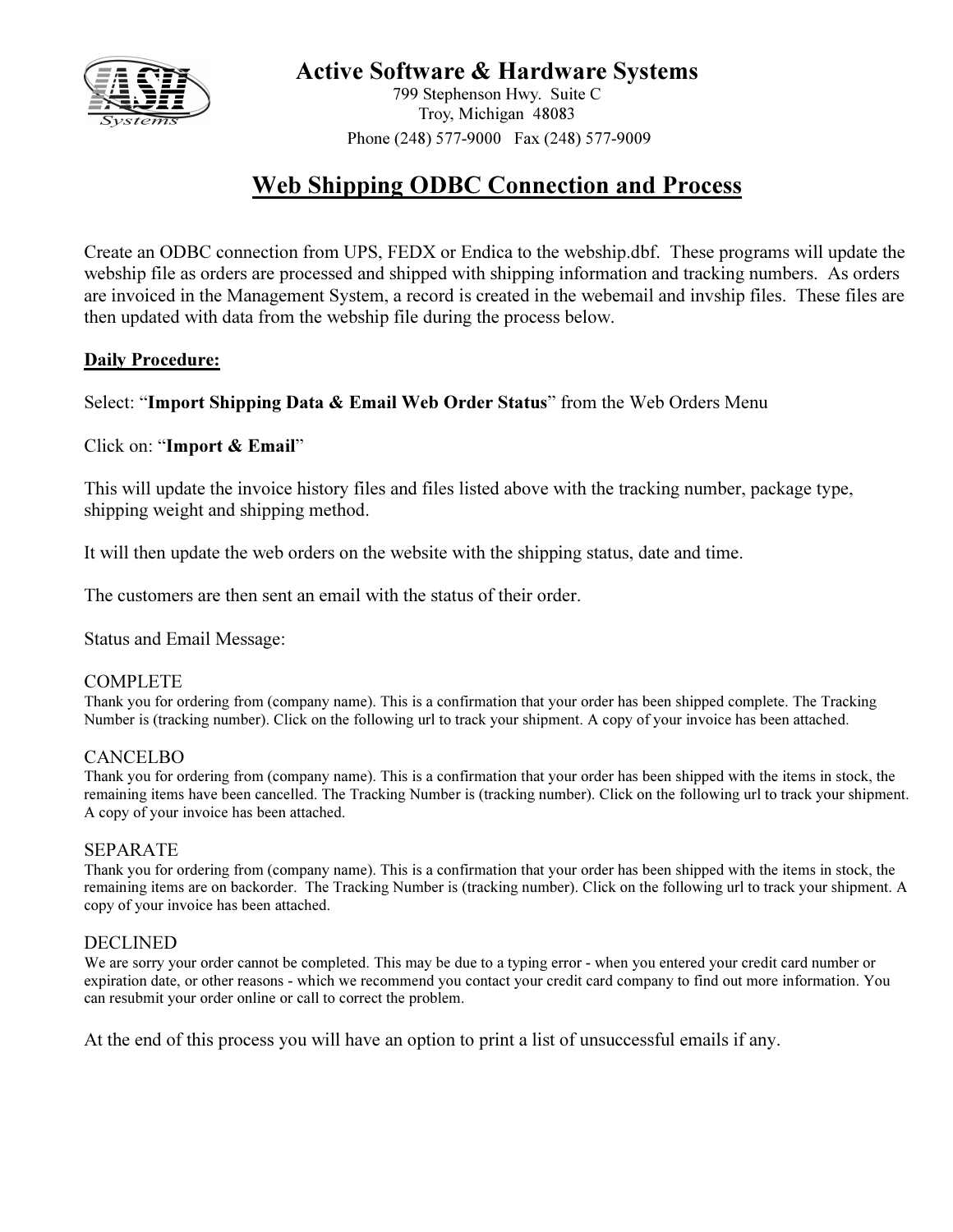# Active Software & Hardware Systems

799 Stephenson Hwy. Suite C
Troy, Michigan 48083
Phone (248) 577-9000 Fax (248) 577-9009

## Web Shipping ODBC Connection and Process

Create an ODBC connection from UPS, FEDX or Endica to the webship.dbf. These programs will update the webship file as orders are processed and shipped with shipping information and tracking numbers. As orders are invoiced in the Management System, a record is created in the webemail and invship files. These files are then updated with data from the webship file during the process below.

**Daily Procedure:**

Select: "**Import Shipping Data & Email Web Order Status**" from the Web Orders Menu

Click on: "**Import & Email**"

This will update the invoice history files and files listed above with the tracking number, package type, shipping weight and shipping method.

It will then update the web orders on the website with the shipping status, date and time.

The customers are then sent an email with the status of their order.

Status and Email Message:

COMPLETE
Thank you for ordering from (company name). This is a confirmation that your order has been shipped complete. The Tracking Number is (tracking number). Click on the following url to track your shipment. A copy of your invoice has been attached.

CANCELBO
Thank you for ordering from (company name). This is a confirmation that your order has been shipped with the items in stock, the remaining items have been cancelled. The Tracking Number is (tracking number). Click on the following url to track your shipment. A copy of your invoice has been attached.

SEPARATE
Thank you for ordering from (company name). This is a confirmation that your order has been shipped with the items in stock, the remaining items are on backorder. The Tracking Number is (tracking number). Click on the following url to track your shipment. A copy of your invoice has been attached.

DECLINED
We are sorry your order cannot be completed. This may be due to a typing error - when you entered your credit card number or expiration date, or other reasons - which we recommend you contact your credit card company to find out more information. You can resubmit your order online or call to correct the problem.

At the end of this process you will have an option to print a list of unsuccessful emails if any.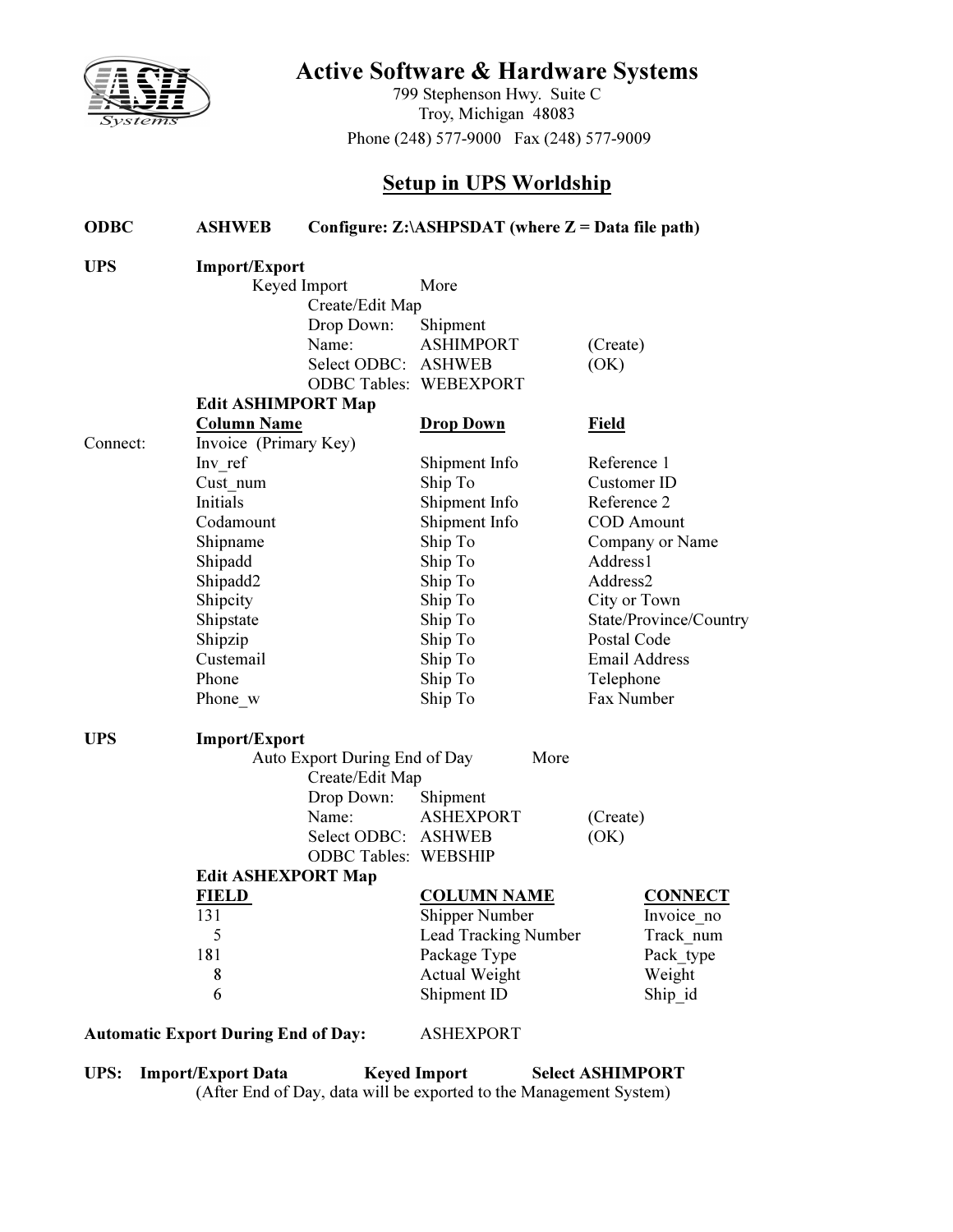# Active Software & Hardware Systems

799 Stephenson Hwy. Suite C
Troy, Michigan 48083
Phone (248) 577-9000 Fax (248) 577-9009

## Setup in UPS Worldship

**ODBC** **ASHWEB** **Configure: Z:\ASHPSDAT (where Z = Data file path)**

**UPS** **Import/Export**

Keyed Import More

Create/Edit Map

| | | |
|---|---|---|
| Drop Down: | Shipment | |
| Name: | ASHIMPORT | (Create) |
| Select ODBC: | ASHWEB | (OK) |
| ODBC Tables: | WEBEXPORT | |

**Edit ASHIMPORT Map**

| | **Column Name** | **Drop Down** | **Field** |
|---|---|---|---|
| Connect: | Invoice (Primary Key) | | |
| | Inv_ref | Shipment Info | Reference 1 |
| | Cust_num | Ship To | Customer ID |
| | Initials | Shipment Info | Reference 2 |
| | Codamount | Shipment Info | COD Amount |
| | Shipname | Ship To | Company or Name |
| | Shipadd | Ship To | Address1 |
| | Shipadd2 | Ship To | Address2 |
| | Shipcity | Ship To | City or Town |
| | Shipstate | Ship To | State/Province/Country |
| | Shipzip | Ship To | Postal Code |
| | Custemail | Ship To | Email Address |
| | Phone | Ship To | Telephone |
| | Phone_w | Ship To | Fax Number |

**UPS** **Import/Export**

Auto Export During End of Day More

Create/Edit Map

| | | |
|---|---|---|
| Drop Down: | Shipment | |
| Name: | ASHEXPORT | (Create) |
| Select ODBC: | ASHWEB | (OK) |
| ODBC Tables: | WEBSHIP | |

**Edit ASHEXPORT Map**

| **FIELD** | **COLUMN NAME** | **CONNECT** |
|---|---|---|
| 131 | Shipper Number | Invoice_no |
| 5 | Lead Tracking Number | Track_num |
| 181 | Package Type | Pack_type |
| 8 | Actual Weight | Weight |
| 6 | Shipment ID | Ship_id |

**Automatic Export During End of Day:** ASHEXPORT

**UPS:** **Import/Export Data** **Keyed Import** **Select ASHIMPORT**

(After End of Day, data will be exported to the Management System)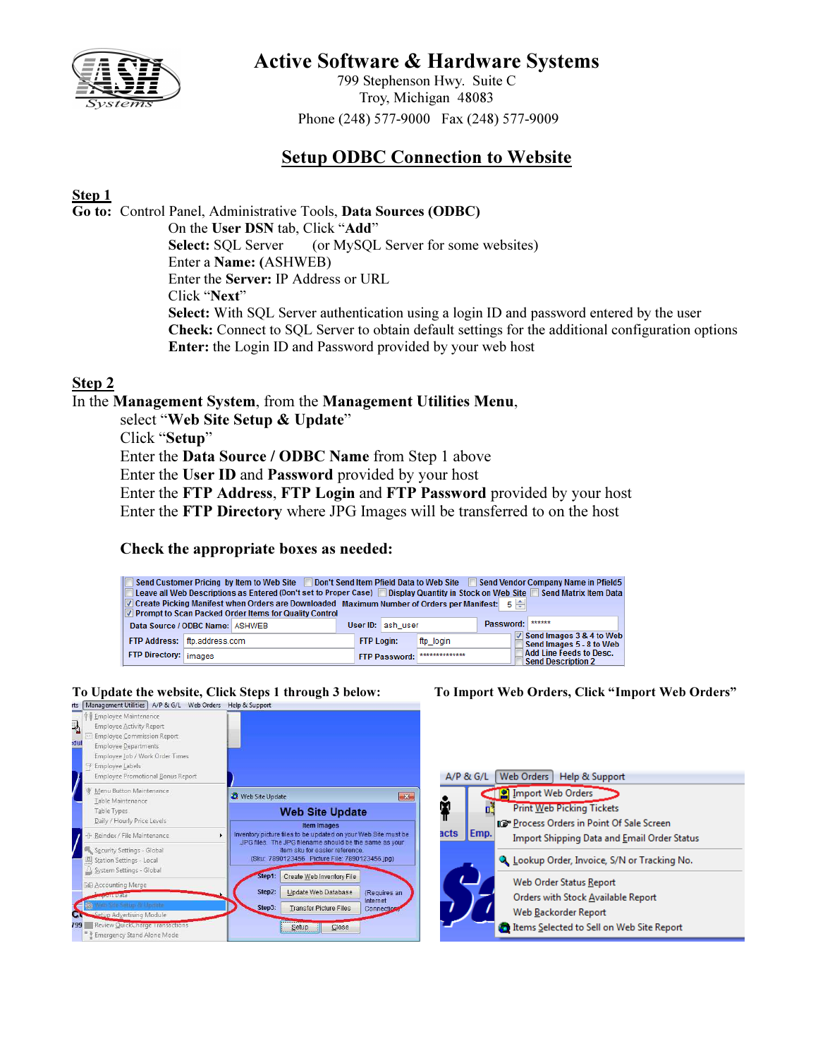# Active Software & Hardware Systems

799 Stephenson Hwy. Suite C
Troy, Michigan 48083
Phone (248) 577-9000 Fax (248) 577-9009

## Setup ODBC Connection to Website

### Step 1

**Go to:** Control Panel, Administrative Tools, **Data Sources (ODBC)**

On the **User DSN** tab, Click "**Add**"
**Select:** SQL Server (or MySQL Server for some websites)
Enter a **Name: (**ASHWEB)
Enter the **Server:** IP Address or URL
Click "**Next**"
**Select:** With SQL Server authentication using a login ID and password entered by the user
**Check:** Connect to SQL Server to obtain default settings for the additional configuration options
**Enter:** the Login ID and Password provided by your web host

### Step 2

In the **Management System**, from the **Management Utilities Menu**,

select "**Web Site Setup & Update**"
Click "**Setup**"
Enter the **Data Source / ODBC Name** from Step 1 above
Enter the **User ID** and **Password** provided by your host
Enter the **FTP Address**, **FTP Login** and **FTP Password** provided by your host
Enter the **FTP Directory** where JPG Images will be transferred to on the host

**Check the appropriate boxes as needed:**

**To Update the website, Click Steps 1 through 3 below:**

**To Import Web Orders, Click "Import Web Orders"**